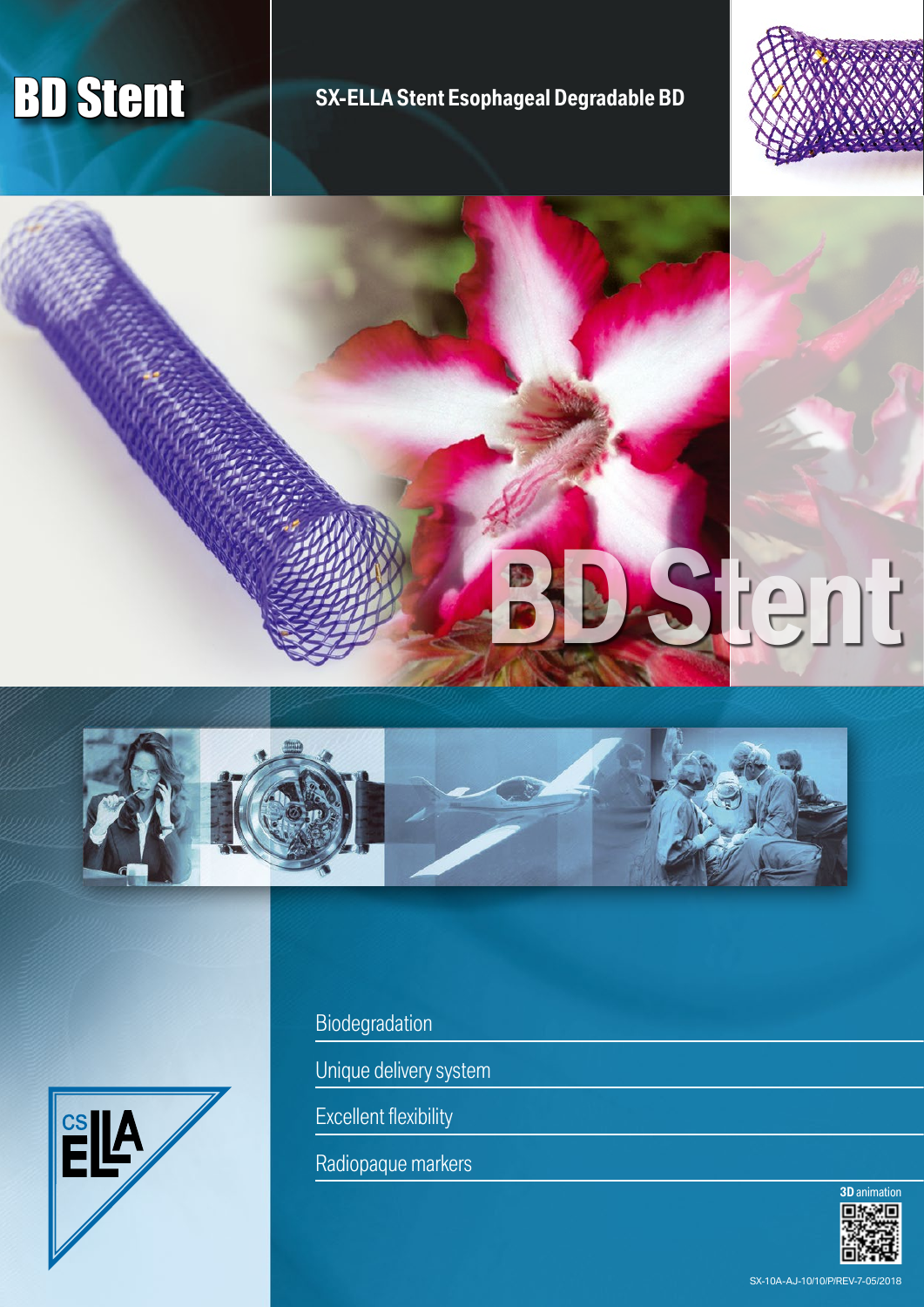# BD Stent

## SX-ELLA Stent Esophageal Degradable BD

BD Stent

- Biodegradation
- Unique delivery system
- Excellent flexibility
- Radiopaque markers

CS ELLA

**3D** animation

SX-10A-AJ-10/10/P/REV-7-05/2018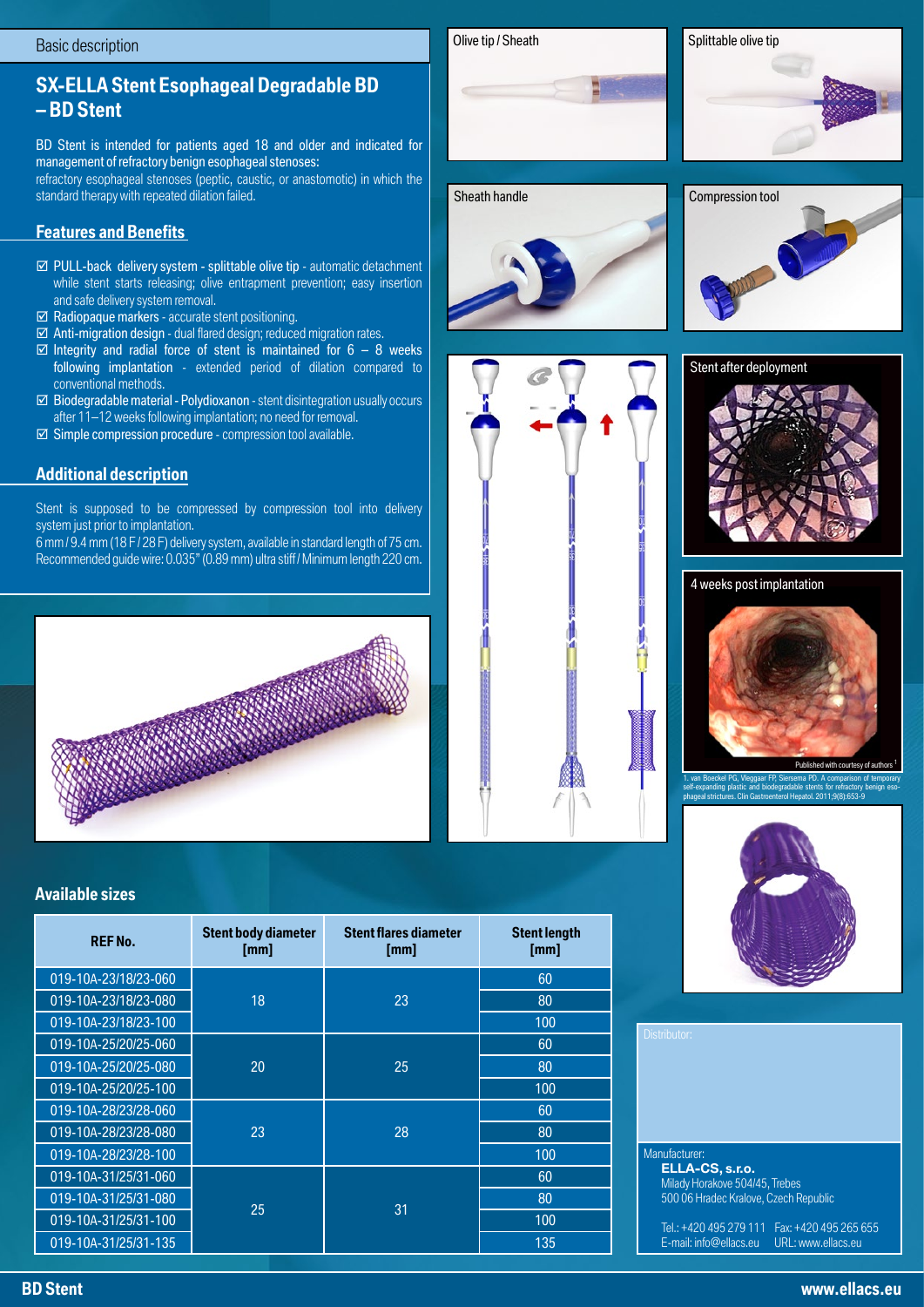Basic description

# SX-ELLA Stent Esophageal Degradable BD – BD Stent

BD Stent is intended for patients aged 18 and older and indicated for management of refractory benign esophageal stenoses:
refractory esophageal stenoses (peptic, caustic, or anastomotic) in which the standard therapy with repeated dilation failed.

## Features and Benefits

- ☑ PULL-back delivery system - splittable olive tip - automatic detachment while stent starts releasing; olive entrapment prevention; easy insertion and safe delivery system removal.
- ☑ Radiopaque markers - accurate stent positioning.
- ☑ Anti-migration design - dual flared design; reduced migration rates.
- ☑ Integrity and radial force of stent is maintained for 6 – 8 weeks following implantation - extended period of dilation compared to conventional methods.
- ☑ Biodegradable material - Polydioxanon - stent disintegration usually occurs after 11–12 weeks following implantation; no need for removal.
- ☑ Simple compression procedure - compression tool available.

## Additional description

Stent is supposed to be compressed by compression tool into delivery system just prior to implantation.
6 mm / 9.4 mm (18 F / 28 F) delivery system, available in standard length of 75 cm.
Recommended guide wire: 0.035" (0.89 mm) ultra stiff / Minimum length 220 cm.

Olive tip / Sheath

Splittable olive tip

Sheath handle

Compression tool

Stent after deployment

4 weeks post implantation

Published with courtesy of authors [1]

1. van Boeckel PG, Vleggaar FP, Siersema PD. A comparison of temporary self-expanding plastic and biodegradable stents for refractory benign esophageal strictures. Clin Gastroenterol Hepatol. 2011;9(8):653-9

## Available sizes

| REF No. | Stent body diameter [mm] | Stent flares diameter [mm] | Stent length [mm] |
|---|---|---|---|
| 019-10A-23/18/23-060 | 18 | 23 | 60 |
| 019-10A-23/18/23-080 | | | 80 |
| 019-10A-23/18/23-100 | | | 100 |
| 019-10A-25/20/25-060 | 20 | 25 | 60 |
| 019-10A-25/20/25-080 | | | 80 |
| 019-10A-25/20/25-100 | | | 100 |
| 019-10A-28/23/28-060 | 23 | 28 | 60 |
| 019-10A-28/23/28-080 | | | 80 |
| 019-10A-28/23/28-100 | | | 100 |
| 019-10A-31/25/31-060 | 25 | 31 | 60 |
| 019-10A-31/25/31-080 | | | 80 |
| 019-10A-31/25/31-100 | | | 100 |
| 019-10A-31/25/31-135 | | | 135 |

Distributor:

Manufacturer:
**ELLA-CS, s.r.o.**
Milady Horakove 504/45, Trebes
500 06 Hradec Kralove, Czech Republic

Tel.: +420 495 279 111 Fax: +420 495 265 655
E-mail: info@ellacs.eu URL: www.ellacs.eu

**BD Stent** **www.ellacs.eu**